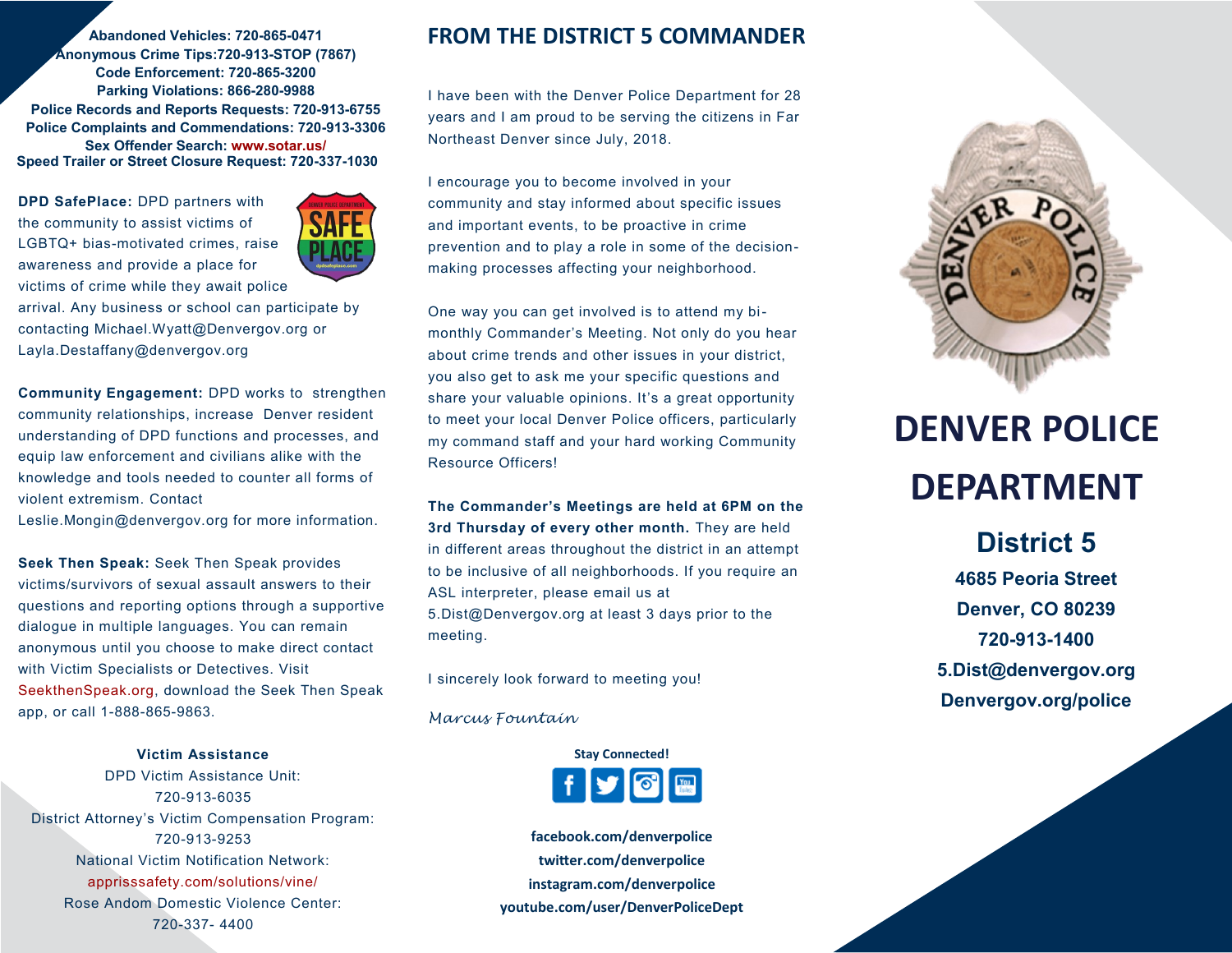**Abandoned Vehicles: 720-865-0471**
**Anonymous Crime Tips:720-913-STOP (7867)**
**Code Enforcement: 720-865-3200**
**Parking Violations: 866-280-9988**
**Police Records and Reports Requests: 720-913-6755**
**Police Complaints and Commendations: 720-913-3306**
**Sex Offender Search: www.sotar.us/**
**Speed Trailer or Street Closure Request: 720-337-1030**

**DPD SafePlace:** DPD partners with the community to assist victims of LGBTQ+ bias-motivated crimes, raise awareness and provide a place for victims of crime while they await police arrival. Any business or school can participate by contacting Michael.Wyatt@Denvergov.org or Layla.Destaffany@denvergov.org

**Community Engagement:** DPD works to strengthen community relationships, increase Denver resident understanding of DPD functions and processes, and equip law enforcement and civilians alike with the knowledge and tools needed to counter all forms of violent extremism. Contact Leslie.Mongin@denvergov.org for more information.

**Seek Then Speak:** Seek Then Speak provides victims/survivors of sexual assault answers to their questions and reporting options through a supportive dialogue in multiple languages. You can remain anonymous until you choose to make direct contact with Victim Specialists or Detectives. Visit SeekthenSpeak.org, download the Seek Then Speak app, or call 1-888-865-9863.

**Victim Assistance**

DPD Victim Assistance Unit:
720-913-6035

District Attorney's Victim Compensation Program:
720-913-9253

National Victim Notification Network:
apprisssafety.com/solutions/vine/

Rose Andom Domestic Violence Center:
720-337- 4400

## FROM THE DISTRICT 5 COMMANDER

I have been with the Denver Police Department for 28 years and I am proud to be serving the citizens in Far Northeast Denver since July, 2018.

I encourage you to become involved in your community and stay informed about specific issues and important events, to be proactive in crime prevention and to play a role in some of the decision-making processes affecting your neighborhood.

One way you can get involved is to attend my bi-monthly Commander's Meeting. Not only do you hear about crime trends and other issues in your district, you also get to ask me your specific questions and share your valuable opinions. It's a great opportunity to meet your local Denver Police officers, particularly my command staff and your hard working Community Resource Officers!

**The Commander's Meetings are held at 6PM on the 3rd Thursday of every other month.** They are held in different areas throughout the district in an attempt to be inclusive of all neighborhoods. If you require an ASL interpreter, please email us at 5.Dist@Denvergov.org at least 3 days prior to the meeting.

I sincerely look forward to meeting you!

*Marcus Fountain*

**Stay Connected!**

**facebook.com/denverpolice**
**twitter.com/denverpolice**
**instagram.com/denverpolice**
**youtube.com/user/DenverPoliceDept**

# DENVER POLICE DEPARTMENT

## District 5

**4685 Peoria Street**
**Denver, CO 80239**
**720-913-1400**
**5.Dist@denvergov.org**
**Denvergov.org/police**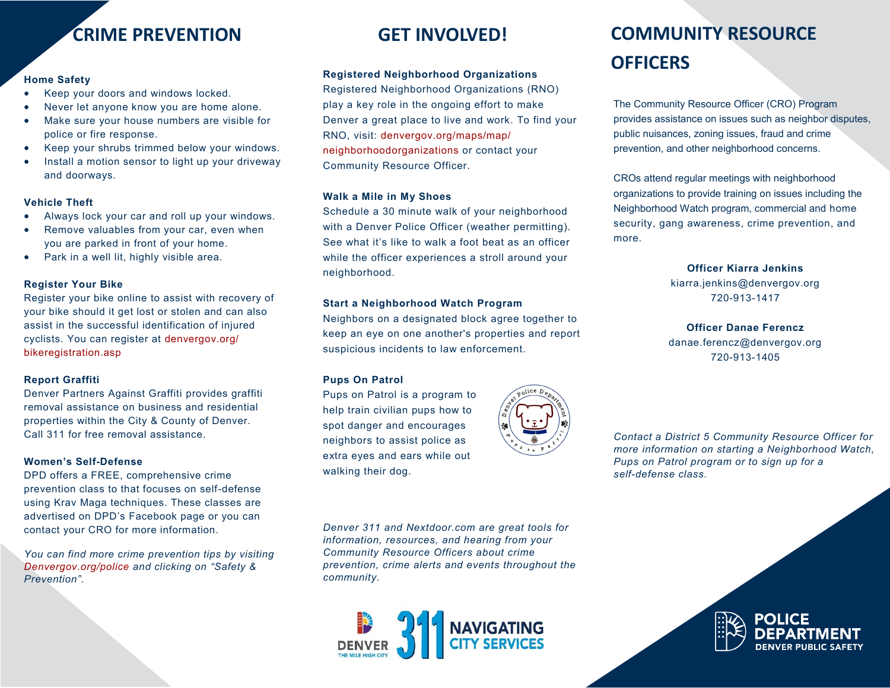# CRIME PREVENTION

**Home Safety**

- Keep your doors and windows locked.
- Never let anyone know you are home alone.
- Make sure your house numbers are visible for police or fire response.
- Keep your shrubs trimmed below your windows.
- Install a motion sensor to light up your driveway and doorways.

**Vehicle Theft**

- Always lock your car and roll up your windows.
- Remove valuables from your car, even when you are parked in front of your home.
- Park in a well lit, highly visible area.

**Register Your Bike**

Register your bike online to assist with recovery of your bike should it get lost or stolen and can also assist in the successful identification of injured cyclists. You can register at denvergov.org/bikeregistration.asp

**Report Graffiti**

Denver Partners Against Graffiti provides graffiti removal assistance on business and residential properties within the City & County of Denver. Call 311 for free removal assistance.

**Women's Self-Defense**

DPD offers a FREE, comprehensive crime prevention class to that focuses on self-defense using Krav Maga techniques. These classes are advertised on DPD's Facebook page or you can contact your CRO for more information.

*You can find more crime prevention tips by visiting Denvergov.org/police and clicking on "Safety & Prevention".*

# GET INVOLVED!

**Registered Neighborhood Organizations**

Registered Neighborhood Organizations (RNO) play a key role in the ongoing effort to make Denver a great place to live and work. To find your RNO, visit: denvergov.org/maps/map/neighborhoodorganizations or contact your Community Resource Officer.

**Walk a Mile in My Shoes**

Schedule a 30 minute walk of your neighborhood with a Denver Police Officer (weather permitting). See what it's like to walk a foot beat as an officer while the officer experiences a stroll around your neighborhood.

**Start a Neighborhood Watch Program**

Neighbors on a designated block agree together to keep an eye on one another's properties and report suspicious incidents to law enforcement.

**Pups On Patrol**

Pups on Patrol is a program to help train civilian pups how to spot danger and encourages neighbors to assist police as extra eyes and ears while out walking their dog.

*Denver 311 and Nextdoor.com are great tools for information, resources, and hearing from your Community Resource Officers about crime prevention, crime alerts and events throughout the community.*

# COMMUNITY RESOURCE OFFICERS

The Community Resource Officer (CRO) Program provides assistance on issues such as neighbor disputes, public nuisances, zoning issues, fraud and crime prevention, and other neighborhood concerns.

CROs attend regular meetings with neighborhood organizations to provide training on issues including the Neighborhood Watch program, commercial and home security, gang awareness, crime prevention, and more.

**Officer Kiarra Jenkins**
kiarra.jenkins@denvergov.org
720-913-1417

**Officer Danae Ferencz**
danae.ferencz@denvergov.org
720-913-1405

*Contact a District 5 Community Resource Officer for more information on starting a Neighborhood Watch, Pups on Patrol program or to sign up for a self-defense class.*